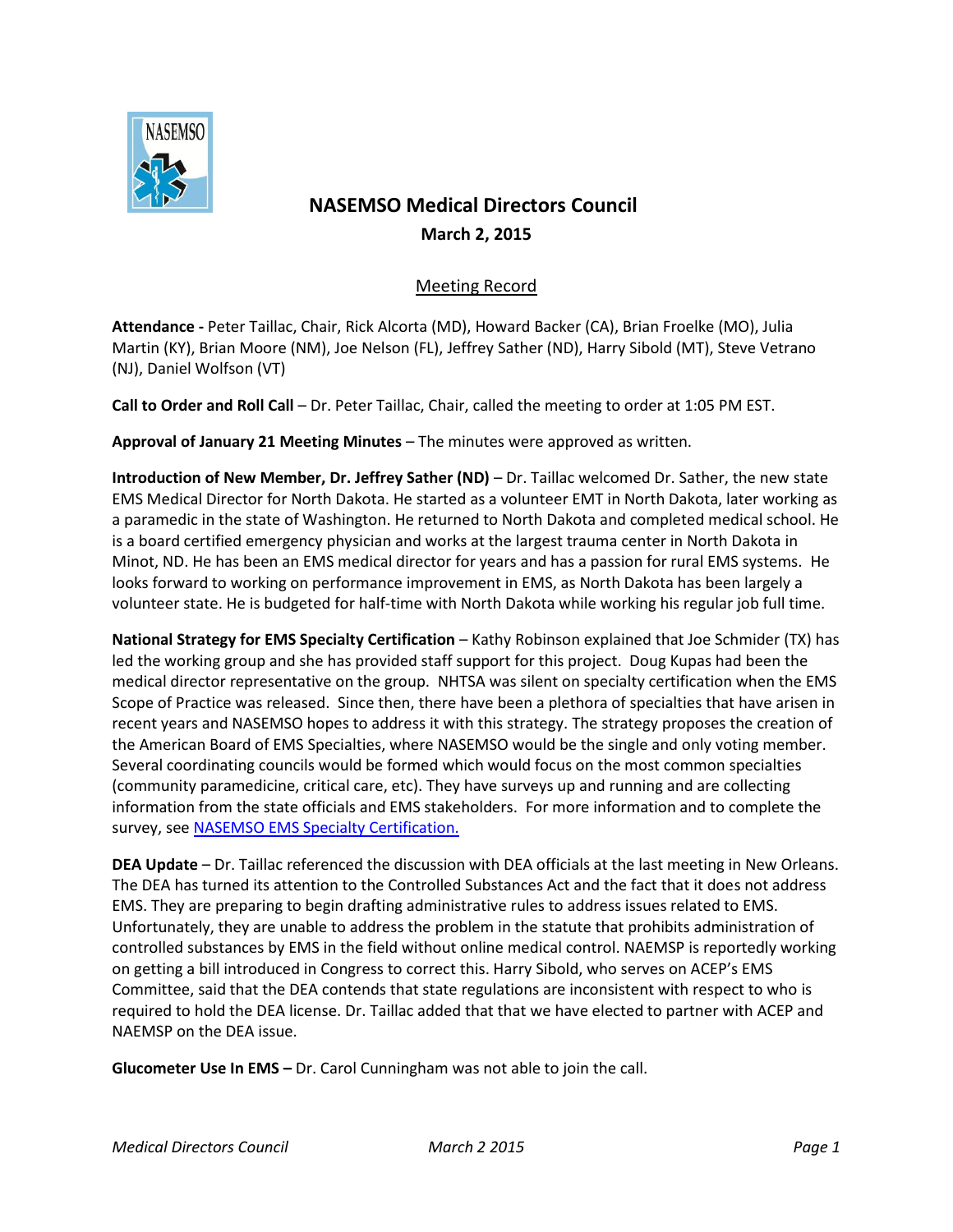# NASEMSO Medical Directors Council

**March 2, 2015**

Meeting Record

**Attendance -** Peter Taillac, Chair, Rick Alcorta (MD), Howard Backer (CA), Brian Froelke (MO), Julia Martin (KY), Brian Moore (NM), Joe Nelson (FL), Jeffrey Sather (ND), Harry Sibold (MT), Steve Vetrano (NJ), Daniel Wolfson (VT)

**Call to Order and Roll Call** – Dr. Peter Taillac, Chair, called the meeting to order at 1:05 PM EST.

**Approval of January 21 Meeting Minutes** – The minutes were approved as written.

**Introduction of New Member, Dr. Jeffrey Sather (ND)** – Dr. Taillac welcomed Dr. Sather, the new state EMS Medical Director for North Dakota. He started as a volunteer EMT in North Dakota, later working as a paramedic in the state of Washington. He returned to North Dakota and completed medical school. He is a board certified emergency physician and works at the largest trauma center in North Dakota in Minot, ND. He has been an EMS medical director for years and has a passion for rural EMS systems. He looks forward to working on performance improvement in EMS, as North Dakota has been largely a volunteer state. He is budgeted for half-time with North Dakota while working his regular job full time.

**National Strategy for EMS Specialty Certification** – Kathy Robinson explained that Joe Schmider (TX) has led the working group and she has provided staff support for this project. Doug Kupas had been the medical director representative on the group. NHTSA was silent on specialty certification when the EMS Scope of Practice was released. Since then, there have been a plethora of specialties that have arisen in recent years and NASEMSO hopes to address it with this strategy. The strategy proposes the creation of the American Board of EMS Specialties, where NASEMSO would be the single and only voting member. Several coordinating councils would be formed which would focus on the most common specialties (community paramedicine, critical care, etc). They have surveys up and running and are collecting information from the state officials and EMS stakeholders. For more information and to complete the survey, see NASEMSO EMS Specialty Certification.

**DEA Update** – Dr. Taillac referenced the discussion with DEA officials at the last meeting in New Orleans. The DEA has turned its attention to the Controlled Substances Act and the fact that it does not address EMS. They are preparing to begin drafting administrative rules to address issues related to EMS. Unfortunately, they are unable to address the problem in the statute that prohibits administration of controlled substances by EMS in the field without online medical control. NAEMSP is reportedly working on getting a bill introduced in Congress to correct this. Harry Sibold, who serves on ACEP's EMS Committee, said that the DEA contends that state regulations are inconsistent with respect to who is required to hold the DEA license. Dr. Taillac added that that we have elected to partner with ACEP and NAEMSP on the DEA issue.

**Glucometer Use In EMS –** Dr. Carol Cunningham was not able to join the call.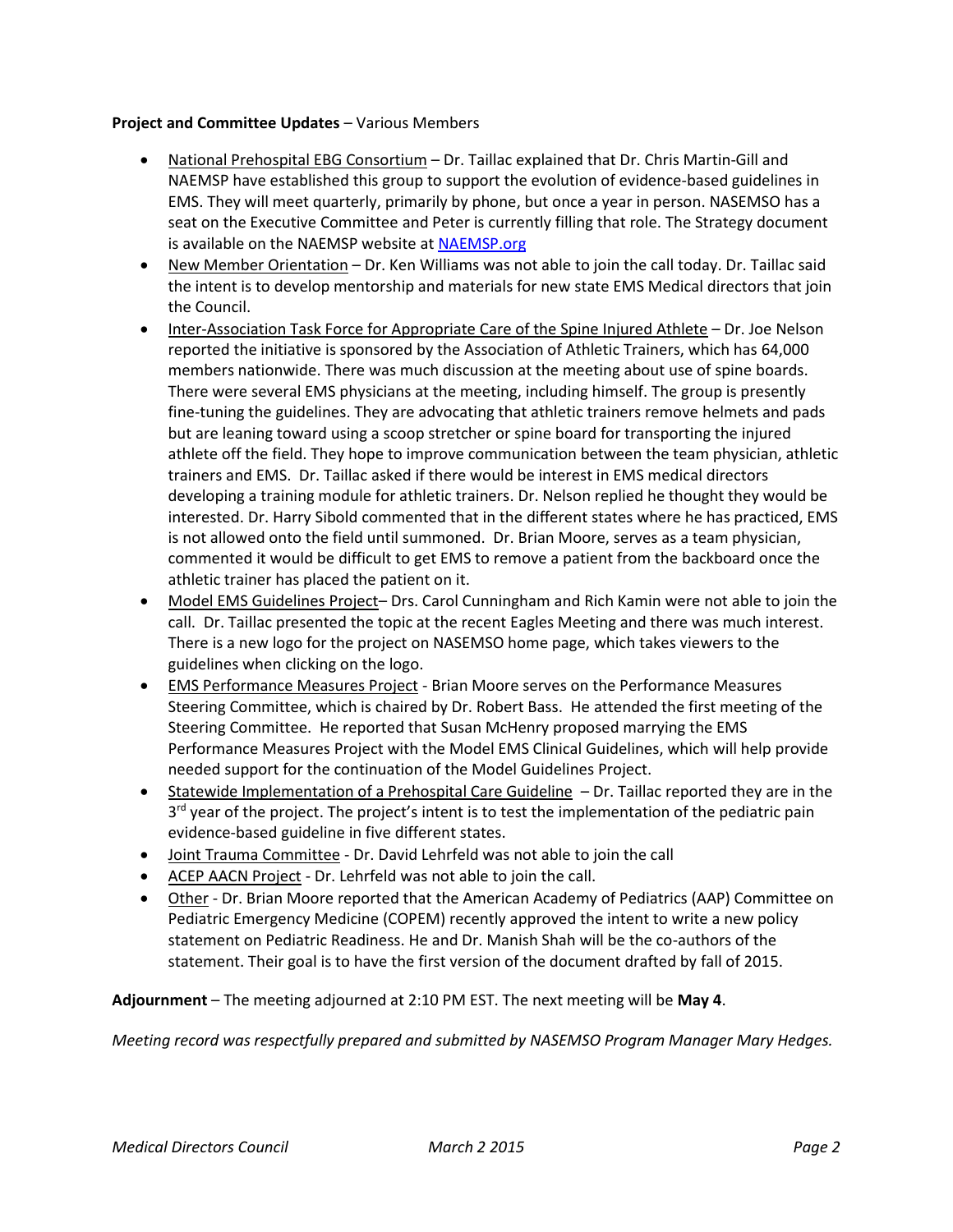**Project and Committee Updates** – Various Members

- National Prehospital EBG Consortium – Dr. Taillac explained that Dr. Chris Martin-Gill and NAEMSP have established this group to support the evolution of evidence-based guidelines in EMS. They will meet quarterly, primarily by phone, but once a year in person. NASEMSO has a seat on the Executive Committee and Peter is currently filling that role. The Strategy document is available on the NAEMSP website at NAEMSP.org
- New Member Orientation – Dr. Ken Williams was not able to join the call today. Dr. Taillac said the intent is to develop mentorship and materials for new state EMS Medical directors that join the Council.
- Inter-Association Task Force for Appropriate Care of the Spine Injured Athlete – Dr. Joe Nelson reported the initiative is sponsored by the Association of Athletic Trainers, which has 64,000 members nationwide. There was much discussion at the meeting about use of spine boards. There were several EMS physicians at the meeting, including himself. The group is presently fine-tuning the guidelines. They are advocating that athletic trainers remove helmets and pads but are leaning toward using a scoop stretcher or spine board for transporting the injured athlete off the field. They hope to improve communication between the team physician, athletic trainers and EMS. Dr. Taillac asked if there would be interest in EMS medical directors developing a training module for athletic trainers. Dr. Nelson replied he thought they would be interested. Dr. Harry Sibold commented that in the different states where he has practiced, EMS is not allowed onto the field until summoned. Dr. Brian Moore, serves as a team physician, commented it would be difficult to get EMS to remove a patient from the backboard once the athletic trainer has placed the patient on it.
- Model EMS Guidelines Project– Drs. Carol Cunningham and Rich Kamin were not able to join the call. Dr. Taillac presented the topic at the recent Eagles Meeting and there was much interest. There is a new logo for the project on NASEMSO home page, which takes viewers to the guidelines when clicking on the logo.
- EMS Performance Measures Project - Brian Moore serves on the Performance Measures Steering Committee, which is chaired by Dr. Robert Bass. He attended the first meeting of the Steering Committee. He reported that Susan McHenry proposed marrying the EMS Performance Measures Project with the Model EMS Clinical Guidelines, which will help provide needed support for the continuation of the Model Guidelines Project.
- Statewide Implementation of a Prehospital Care Guideline – Dr. Taillac reported they are in the 3rd year of the project. The project's intent is to test the implementation of the pediatric pain evidence-based guideline in five different states.
- Joint Trauma Committee - Dr. David Lehrfeld was not able to join the call
- ACEP AACN Project - Dr. Lehrfeld was not able to join the call.
- Other - Dr. Brian Moore reported that the American Academy of Pediatrics (AAP) Committee on Pediatric Emergency Medicine (COPEM) recently approved the intent to write a new policy statement on Pediatric Readiness. He and Dr. Manish Shah will be the co-authors of the statement. Their goal is to have the first version of the document drafted by fall of 2015.

**Adjournment** – The meeting adjourned at 2:10 PM EST. The next meeting will be **May 4**.

*Meeting record was respectfully prepared and submitted by NASEMSO Program Manager Mary Hedges.*